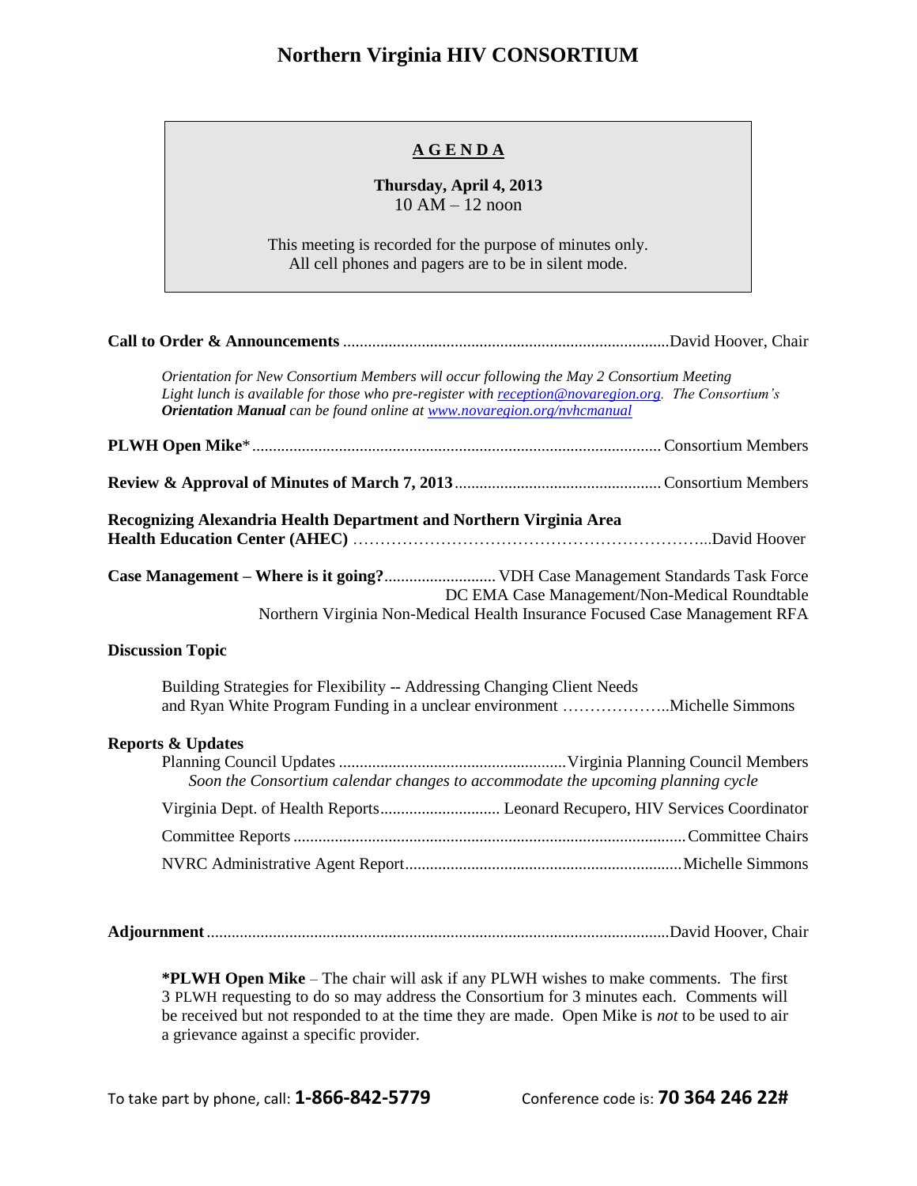# Northern Virginia HIV CONSORTIUM

**A G E N D A**

**Thursday, April 4, 2013**
10 AM – 12 noon

This meeting is recorded for the purpose of minutes only.
All cell phones and pagers are to be in silent mode.

**Call to Order & Announcements** .............................................................................David Hoover, Chair

*Orientation for New Consortium Members will occur following the May 2 Consortium Meeting*
*Light lunch is available for those who pre-register with [reception@novaregion.org](mailto:reception@novaregion.org). The Consortium's **Orientation Manual** can be found online at [www.novaregion.org/nvhcmanual](http://www.novaregion.org/nvhcmanual)*

**PLWH Open Mike***................................................................................................ Consortium Members

**Review & Approval of Minutes of March 7, 2013**................................................. Consortium Members

**Recognizing Alexandria Health Department and Northern Virginia Area Health Education Center (AHEC)** ………………………………………………………..David Hoover

**Case Management – Where is it going?**........................... VDH Case Management Standards Task Force
DC EMA Case Management/Non-Medical Roundtable
Northern Virginia Non-Medical Health Insurance Focused Case Management RFA

**Discussion Topic**

Building Strategies for Flexibility -- Addressing Changing Client Needs and Ryan White Program Funding in a unclear environment ………………..Michelle Simmons

**Reports & Updates**

Planning Council Updates ....................................................... Virginia Planning Council Members
*Soon the Consortium calendar changes to accommodate the upcoming planning cycle*

Virginia Dept. of Health Reports............................. Leonard Recupero, HIV Services Coordinator

Committee Reports ..............................................................................................Committee Chairs

NVRC Administrative Agent Report..................................................................Michelle Simmons

**Adjournment**..............................................................................................................David Hoover, Chair

***PLWH Open Mike** – The chair will ask if any PLWH wishes to make comments. The first 3 PLWH requesting to do so may address the Consortium for 3 minutes each. Comments will be received but not responded to at the time they are made. Open Mike is *not* to be used to air a grievance against a specific provider.

To take part by phone, call: **1-866-842-5779** Conference code is: **70 364 246 22#**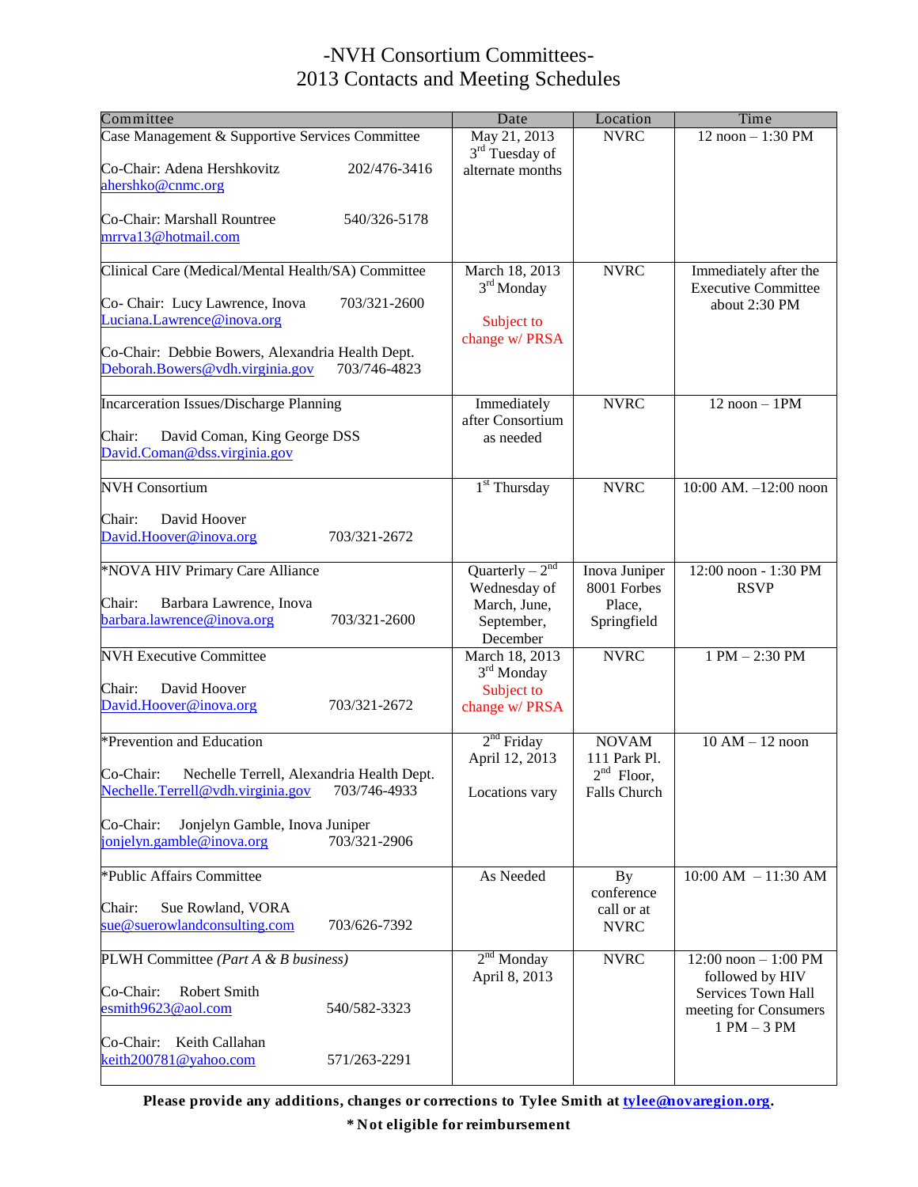# -NVH Consortium Committees-
# 2013 Contacts and Meeting Schedules

| Committee | Date | Location | Time |
|---|---|---|---|
| Case Management & Supportive Services Committee<br><br>Co-Chair: Adena Hershkovitz 202/476-3416<br>ahershko@cnmc.org<br><br>Co-Chair: Marshall Rountree 540/326-5178<br>mrrva13@hotmail.com | May 21, 2013<br>3rd Tuesday of alternate months | NVRC | 12 noon – 1:30 PM |
| Clinical Care (Medical/Mental Health/SA) Committee<br><br>Co- Chair: Lucy Lawrence, Inova 703/321-2600<br>Luciana.Lawrence@inova.org<br><br>Co-Chair: Debbie Bowers, Alexandria Health Dept.<br>Deborah.Bowers@vdh.virginia.gov 703/746-4823 | March 18, 2013<br>3rd Monday<br><br>Subject to change w/ PRSA | NVRC | Immediately after the Executive Committee about 2:30 PM |
| Incarceration Issues/Discharge Planning<br><br>Chair: David Coman, King George DSS<br>David.Coman@dss.virginia.gov | Immediately after Consortium as needed | NVRC | 12 noon – 1PM |
| NVH Consortium<br><br>Chair: David Hoover<br>David.Hoover@inova.org 703/321-2672 | 1st Thursday | NVRC | 10:00 AM. –12:00 noon |
| *NOVA HIV Primary Care Alliance<br><br>Chair: Barbara Lawrence, Inova<br>barbara.lawrence@inova.org 703/321-2600 | Quarterly – 2nd Wednesday of March, June, September, December | Inova Juniper 8001 Forbes Place, Springfield | 12:00 noon - 1:30 PM<br>RSVP |
| NVH Executive Committee<br><br>Chair: David Hoover<br>David.Hoover@inova.org 703/321-2672 | March 18, 2013<br>3rd Monday<br>Subject to change w/ PRSA | NVRC | 1 PM – 2:30 PM |
| *Prevention and Education<br><br>Co-Chair: Nechelle Terrell, Alexandria Health Dept.<br>Nechelle.Terrell@vdh.virginia.gov 703/746-4933<br><br>Co-Chair: Jonjelyn Gamble, Inova Juniper<br>jonjelyn.gamble@inova.org 703/321-2906 | 2nd Friday<br>April 12, 2013<br><br>Locations vary | NOVAM<br>111 Park Pl.<br>2nd Floor,<br>Falls Church | 10 AM – 12 noon |
| *Public Affairs Committee<br><br>Chair: Sue Rowland, VORA<br>sue@suerowlandconsulting.com 703/626-7392 | As Needed | By conference call or at NVRC | 10:00 AM – 11:30 AM |
| PLWH Committee *(Part A & B business)*<br><br>Co-Chair: Robert Smith<br>esmith9623@aol.com 540/582-3323<br><br>Co-Chair: Keith Callahan<br>keith200781@yahoo.com 571/263-2291 | 2nd Monday<br>April 8, 2013 | NVRC | 12:00 noon – 1:00 PM followed by HIV Services Town Hall meeting for Consumers<br>1 PM – 3 PM |

**Please provide any additions, changes or corrections to Tylee Smith at tylee@novaregion.org.**

**\* Not eligible for reimbursement**